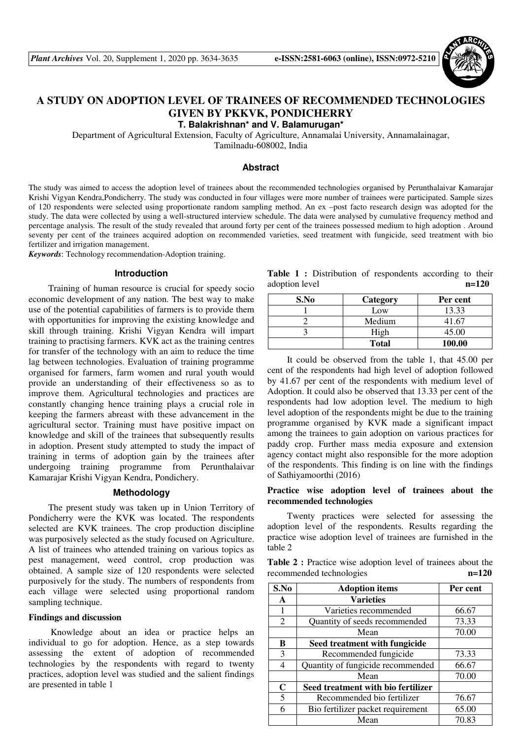# A STUDY ON ADOPTION LEVEL OF TRAINEES OF RECOMMENDED TECHNOLOGIES GIVEN BY PKKVK, PONDICHERRY

**T. Balakrishnan\* and V. Balamurugan\***

Department of Agricultural Extension, Faculty of Agriculture, Annamalai University, Annamalainagar, Tamilnadu-608002, India

## Abstract

The study was aimed to access the adoption level of trainees about the recommended technologies organised by Perunthalaivar Kamarajar Krishi Vigyan Kendra,Pondicherry. The study was conducted in four villages were more number of trainees were participated. Sample sizes of 120 respondents were selected using proportionate random sampling method. An ex –post facto research design was adopted for the study. The data were collected by using a well-structured interview schedule. The data were analysed by cumulative frequency method and percentage analysis. The result of the study revealed that around forty per cent of the trainees possessed medium to high adoption . Around seventy per cent of the trainees acquired adoption on recommended varieties, seed treatment with fungicide, seed treatment with bio fertilizer and irrigation management.

*Keywords*: Technology recommendation-Adoption training.

## Introduction

Training of human resource is crucial for speedy socio economic development of any nation. The best way to make use of the potential capabilities of farmers is to provide them with opportunities for improving the existing knowledge and skill through training. Krishi Vigyan Kendra will impart training to practising farmers. KVK act as the training centres for transfer of the technology with an aim to reduce the time lag between technologies. Evaluation of training programme organised for farmers, farm women and rural youth would provide an understanding of their effectiveness so as to improve them. Agricultural technologies and practices are constantly changing hence training plays a crucial role in keeping the farmers abreast with these advancement in the agricultural sector. Training must have positive impact on knowledge and skill of the trainees that subsequently results in adoption. Present study attempted to study the impact of training in terms of adoption gain by the trainees after undergoing training programme from Perunthalaivar Kamarajar Krishi Vigyan Kendra, Pondichery.

## Methodology

The present study was taken up in Union Territory of Pondicherry were the KVK was located. The respondents selected are KVK trainees. The crop production discipline was purposively selected as the study focused on Agriculture. A list of trainees who attended training on various topics as pest management, weed control, crop production was obtained. A sample size of 120 respondents were selected purposively for the study. The numbers of respondents from each village were selected using proportional random sampling technique.

### Findings and discussion

Knowledge about an idea or practice helps an individual to go for adoption. Hence, as a step towards assessing the extent of adoption of recommended technologies by the respondents with regard to twenty practices, adoption level was studied and the salient findings are presented in table 1

**Table 1 :** Distribution of respondents according to their adoption level **n=120**

| S.No | Category | Per cent |
|---|---|---|
| 1 | Low | 13.33 |
| 2 | Medium | 41.67 |
| 3 | High | 45.00 |
| | **Total** | **100.00** |

It could be observed from the table 1, that 45.00 per cent of the respondents had high level of adoption followed by 41.67 per cent of the respondents with medium level of Adoption. It could also be observed that 13.33 per cent of the respondents had low adoption level. The medium to high level adoption of the respondents might be due to the training programme organised by KVK made a significant impact among the trainees to gain adoption on various practices for paddy crop. Further mass media exposure and extension agency contact might also responsible for the more adoption of the respondents. This finding is on line with the findings of Sathiyamoorthi (2016)

### Practice wise adoption level of trainees about the recommended technologies

Twenty practices were selected for assessing the adoption level of the respondents. Results regarding the practice wise adoption level of trainees are furnished in the table 2

**Table 2 :** Practice wise adoption level of trainees about the recommended technologies **n=120**

| S.No | Adoption items | Per cent |
|---|---|---|
| **A** | **Varieties** | |
| 1 | Varieties recommended | 66.67 |
| 2 | Quantity of seeds recommended | 73.33 |
| | Mean | 70.00 |
| **B** | **Seed treatment with fungicide** | |
| 3 | Recommended fungicide | 73.33 |
| 4 | Quantity of fungicide recommended | 66.67 |
| | Mean | 70.00 |
| **C** | **Seed treatment with bio fertilizer** | |
| 5 | Recommended bio fertilizer | 76.67 |
| 6 | Bio fertilizer packet requirement | 65.00 |
| | Mean | 70.83 |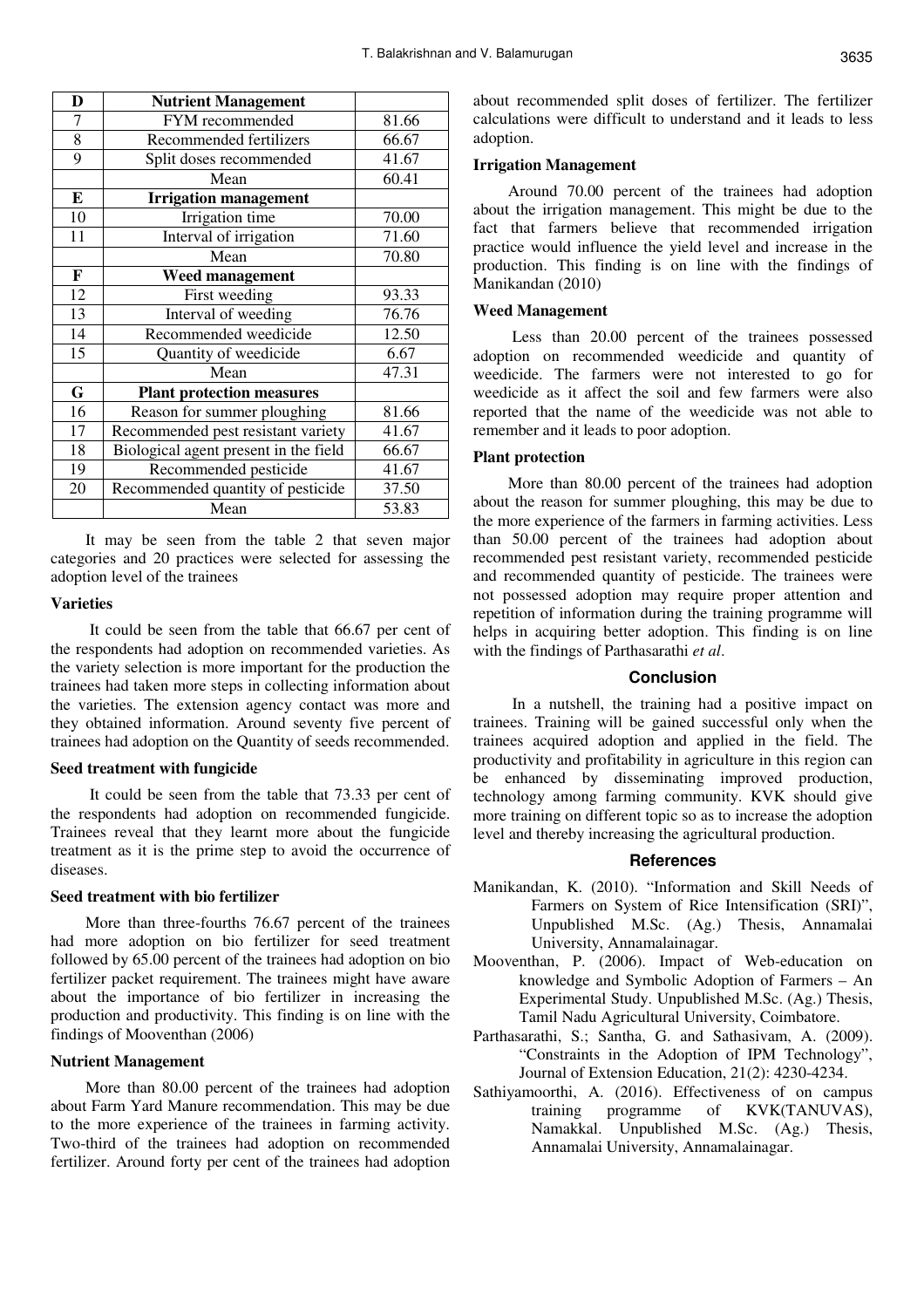| D | Nutrient Management | |
|---|---|---|
| 7 | FYM recommended | 81.66 |
| 8 | Recommended fertilizers | 66.67 |
| 9 | Split doses recommended | 41.67 |
| | Mean | 60.41 |
| E | Irrigation management | |
| 10 | Irrigation time | 70.00 |
| 11 | Interval of irrigation | 71.60 |
| | Mean | 70.80 |
| F | Weed management | |
| 12 | First weeding | 93.33 |
| 13 | Interval of weeding | 76.76 |
| 14 | Recommended weedicide | 12.50 |
| 15 | Quantity of weedicide | 6.67 |
| | Mean | 47.31 |
| G | Plant protection measures | |
| 16 | Reason for summer ploughing | 81.66 |
| 17 | Recommended pest resistant variety | 41.67 |
| 18 | Biological agent present in the field | 66.67 |
| 19 | Recommended pesticide | 41.67 |
| 20 | Recommended quantity of pesticide | 37.50 |
| | Mean | 53.83 |

It may be seen from the table 2 that seven major categories and 20 practices were selected for assessing the adoption level of the trainees

### Varieties

It could be seen from the table that 66.67 per cent of the respondents had adoption on recommended varieties. As the variety selection is more important for the production the trainees had taken more steps in collecting information about the varieties. The extension agency contact was more and they obtained information. Around seventy five percent of trainees had adoption on the Quantity of seeds recommended.

### Seed treatment with fungicide

It could be seen from the table that 73.33 per cent of the respondents had adoption on recommended fungicide. Trainees reveal that they learnt more about the fungicide treatment as it is the prime step to avoid the occurrence of diseases.

### Seed treatment with bio fertilizer

More than three-fourths 76.67 percent of the trainees had more adoption on bio fertilizer for seed treatment followed by 65.00 percent of the trainees had adoption on bio fertilizer packet requirement. The trainees might have aware about the importance of bio fertilizer in increasing the production and productivity. This finding is on line with the findings of Mooventhan (2006)

### Nutrient Management

More than 80.00 percent of the trainees had adoption about Farm Yard Manure recommendation. This may be due to the more experience of the trainees in farming activity. Two-third of the trainees had adoption on recommended fertilizer. Around forty per cent of the trainees had adoption about recommended split doses of fertilizer. The fertilizer calculations were difficult to understand and it leads to less adoption.

### Irrigation Management

Around 70.00 percent of the trainees had adoption about the irrigation management. This might be due to the fact that farmers believe that recommended irrigation practice would influence the yield level and increase in the production. This finding is on line with the findings of Manikandan (2010)

### Weed Management

Less than 20.00 percent of the trainees possessed adoption on recommended weedicide and quantity of weedicide. The farmers were not interested to go for weedicide as it affect the soil and few farmers were also reported that the name of the weedicide was not able to remember and it leads to poor adoption.

### Plant protection

More than 80.00 percent of the trainees had adoption about the reason for summer ploughing, this may be due to the more experience of the farmers in farming activities. Less than 50.00 percent of the trainees had adoption about recommended pest resistant variety, recommended pesticide and recommended quantity of pesticide. The trainees were not possessed adoption may require proper attention and repetition of information during the training programme will helps in acquiring better adoption. This finding is on line with the findings of Parthasarathi *et al*.

## Conclusion

In a nutshell, the training had a positive impact on trainees. Training will be gained successful only when the trainees acquired adoption and applied in the field. The productivity and profitability in agriculture in this region can be enhanced by disseminating improved production, technology among farming community. KVK should give more training on different topic so as to increase the adoption level and thereby increasing the agricultural production.

## References

Manikandan, K. (2010). "Information and Skill Needs of Farmers on System of Rice Intensification (SRI)", Unpublished M.Sc. (Ag.) Thesis, Annamalai University, Annamalainagar.

Mooventhan, P. (2006). Impact of Web-education on knowledge and Symbolic Adoption of Farmers – An Experimental Study. Unpublished M.Sc. (Ag.) Thesis, Tamil Nadu Agricultural University, Coimbatore.

Parthasarathi, S.; Santha, G. and Sathasivam, A. (2009). "Constraints in the Adoption of IPM Technology", Journal of Extension Education, 21(2): 4230-4234.

Sathiyamoorthi, A. (2016). Effectiveness of on campus training programme of KVK(TANUVAS), Namakkal. Unpublished M.Sc. (Ag.) Thesis, Annamalai University, Annamalainagar.